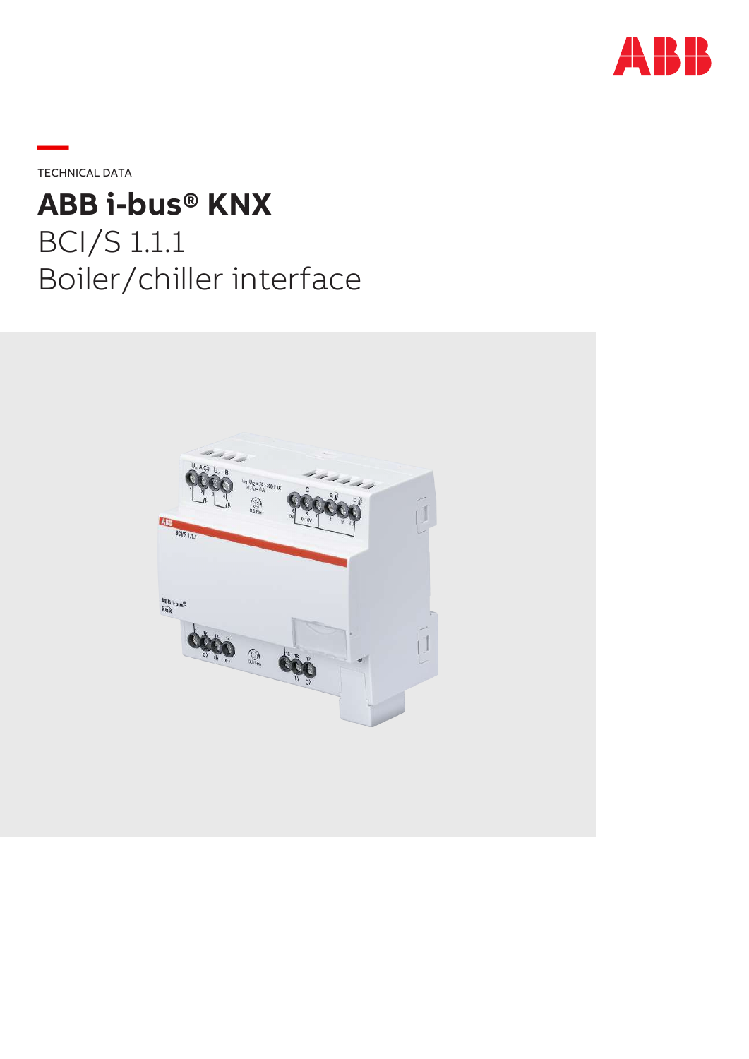TECHNICAL DATA

# ABB i-bus® KNX

## BCI/S 1.1.1
## Boiler/chiller interface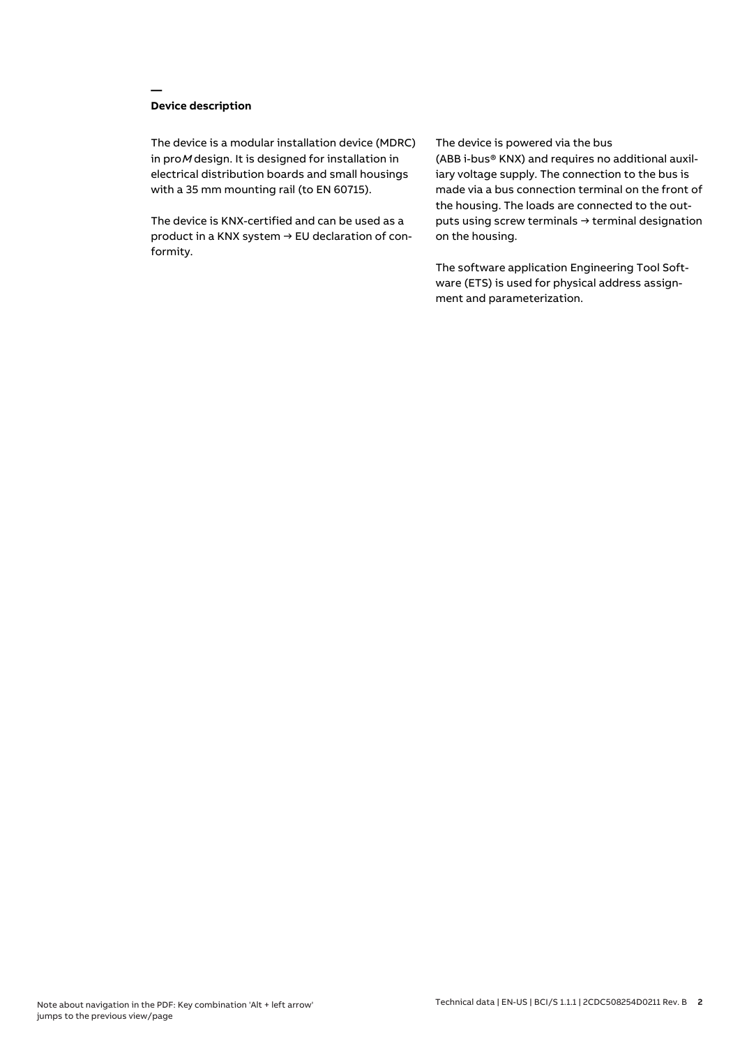## Device description

The device is a modular installation device (MDRC) in pro*M* design. It is designed for installation in electrical distribution boards and small housings with a 35 mm mounting rail (to EN 60715).

The device is KNX-certified and can be used as a product in a KNX system → EU declaration of conformity.

The device is powered via the bus (ABB i-bus® KNX) and requires no additional auxiliary voltage supply. The connection to the bus is made via a bus connection terminal on the front of the housing. The loads are connected to the outputs using screw terminals → terminal designation on the housing.

The software application Engineering Tool Software (ETS) is used for physical address assignment and parameterization.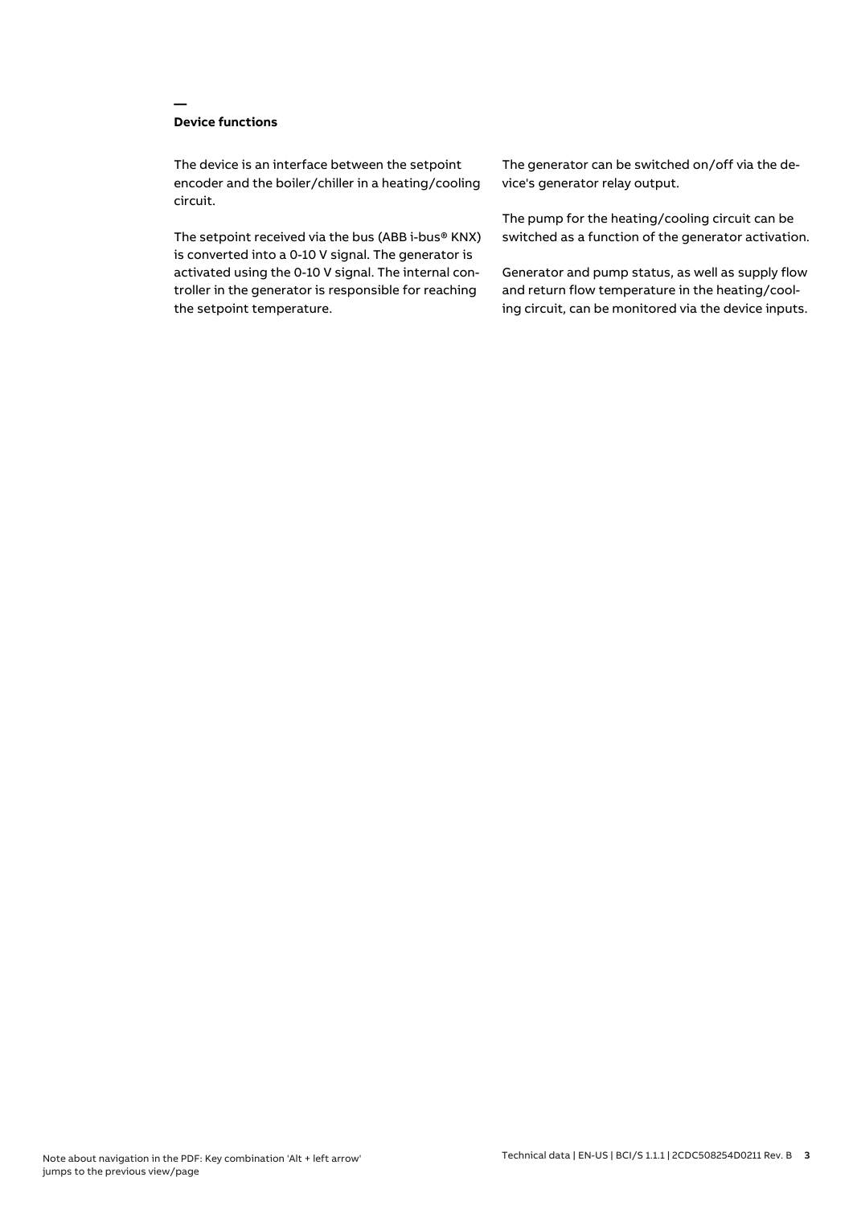## Device functions

The device is an interface between the setpoint encoder and the boiler/chiller in a heating/cooling circuit.

The setpoint received via the bus (ABB i-bus® KNX) is converted into a 0-10 V signal. The generator is activated using the 0-10 V signal. The internal controller in the generator is responsible for reaching the setpoint temperature.

The generator can be switched on/off via the device's generator relay output.

The pump for the heating/cooling circuit can be switched as a function of the generator activation.

Generator and pump status, as well as supply flow and return flow temperature in the heating/cooling circuit, can be monitored via the device inputs.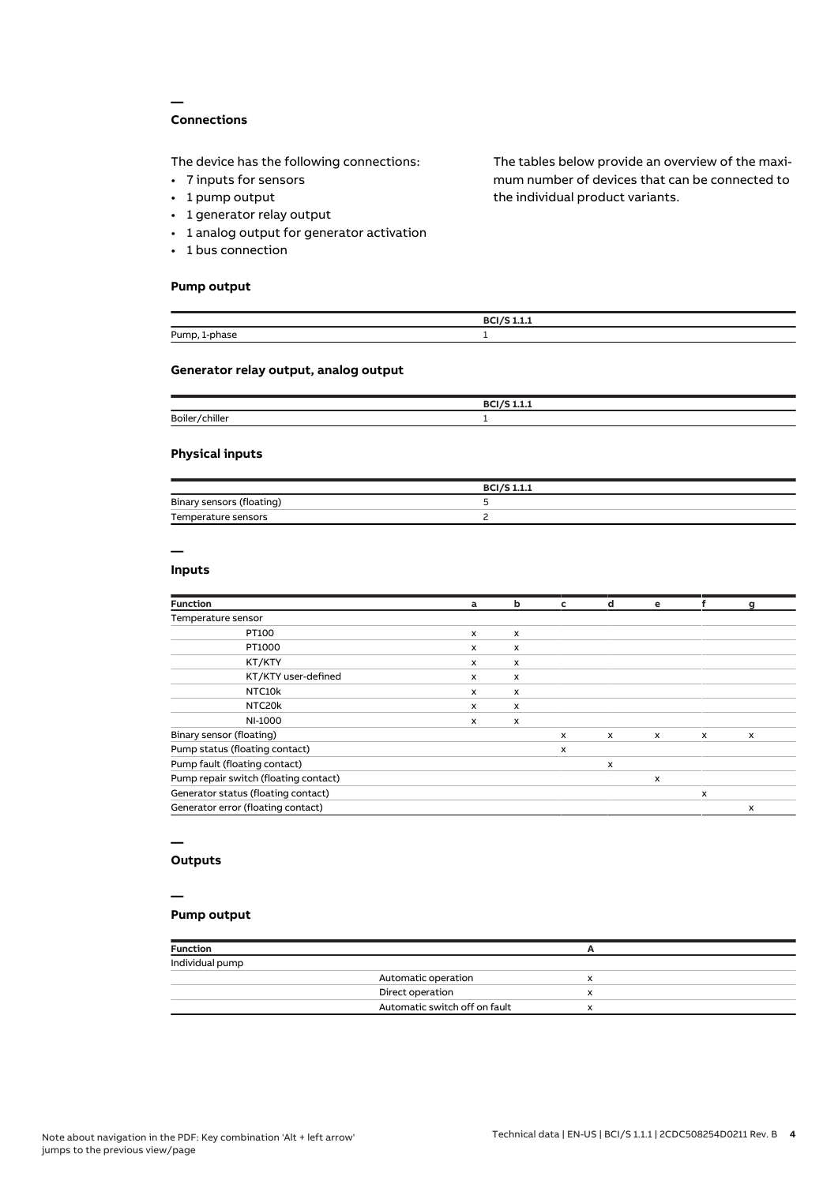## Connections

The device has the following connections:

- 7 inputs for sensors
- 1 pump output
- 1 generator relay output
- 1 analog output for generator activation
- 1 bus connection

The tables below provide an overview of the maximum number of devices that can be connected to the individual product variants.

### Pump output

| | BCI/S 1.1.1 |
|---|---|
| Pump, 1-phase | 1 |

### Generator relay output, analog output

| | BCI/S 1.1.1 |
|---|---|
| Boiler/chiller | 1 |

### Physical inputs

| | BCI/S 1.1.1 |
|---|---|
| Binary sensors (floating) | 5 |
| Temperature sensors | 2 |

## Inputs

| Function | a | b | c | d | e | f | g |
|---|---|---|---|---|---|---|---|
| Temperature sensor | | | | | | | |
| PT100 | x | x | | | | | |
| PT1000 | x | x | | | | | |
| KT/KTY | x | x | | | | | |
| KT/KTY user-defined | x | x | | | | | |
| NTC10k | x | x | | | | | |
| NTC20k | x | x | | | | | |
| NI-1000 | x | x | | | | | |
| Binary sensor (floating) | | | x | x | x | x | x |
| Pump status (floating contact) | | | x | | | | |
| Pump fault (floating contact) | | | | x | | | |
| Pump repair switch (floating contact) | | | | | x | | |
| Generator status (floating contact) | | | | | | x | |
| Generator error (floating contact) | | | | | | | x |

## Outputs

## Pump output

| Function | | A |
|---|---|---|
| Individual pump | | |
| | Automatic operation | x |
| | Direct operation | x |
| | Automatic switch off on fault | x |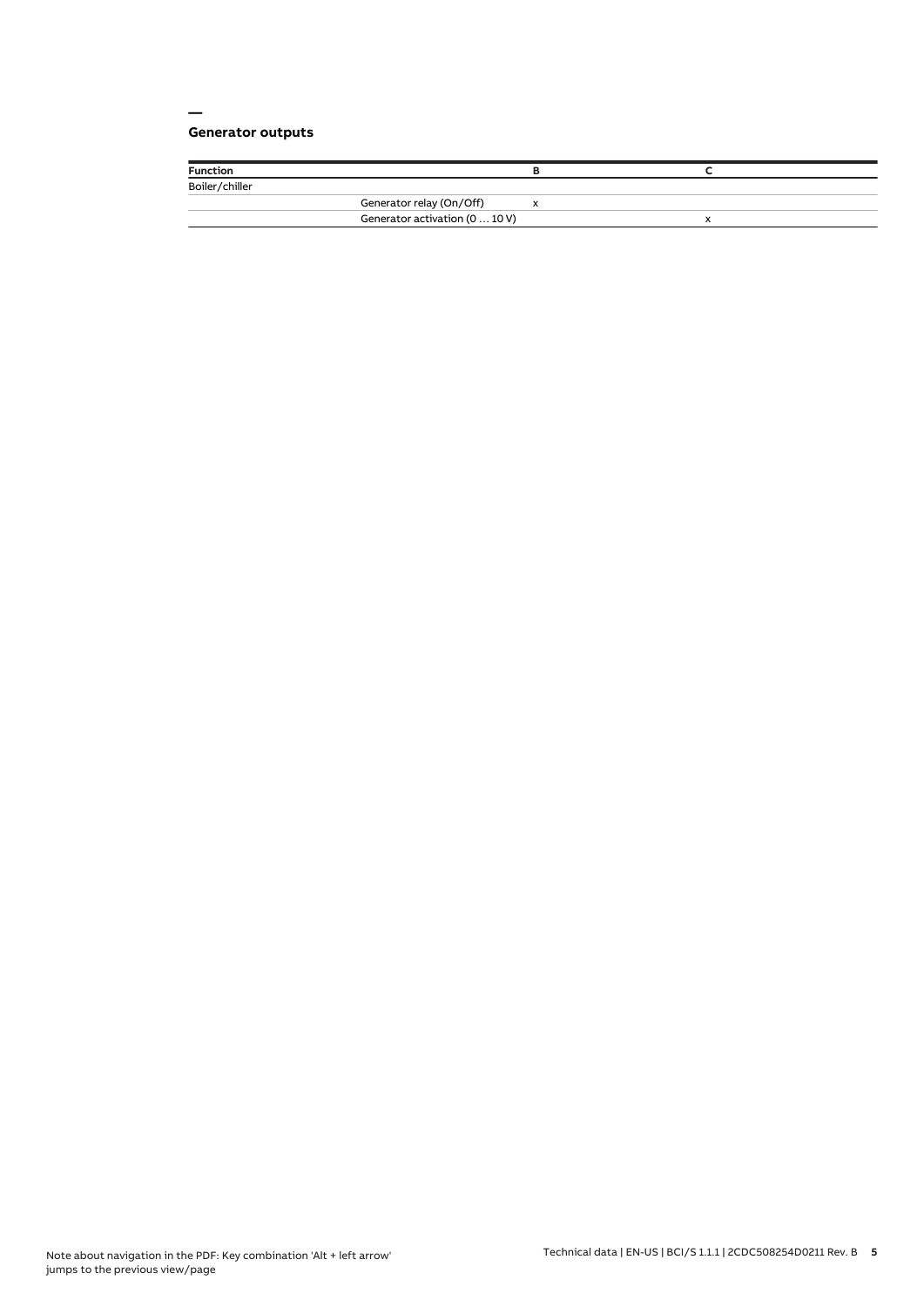## Generator outputs

| Function | | B | C |
| --- | --- | --- | --- |
| Boiler/chiller | | | |
| | Generator relay (On/Off) | x | |
| | Generator activation (0 … 10 V) | | x |

Note about navigation in the PDF: Key combination 'Alt + left arrow' jumps to the previous view/page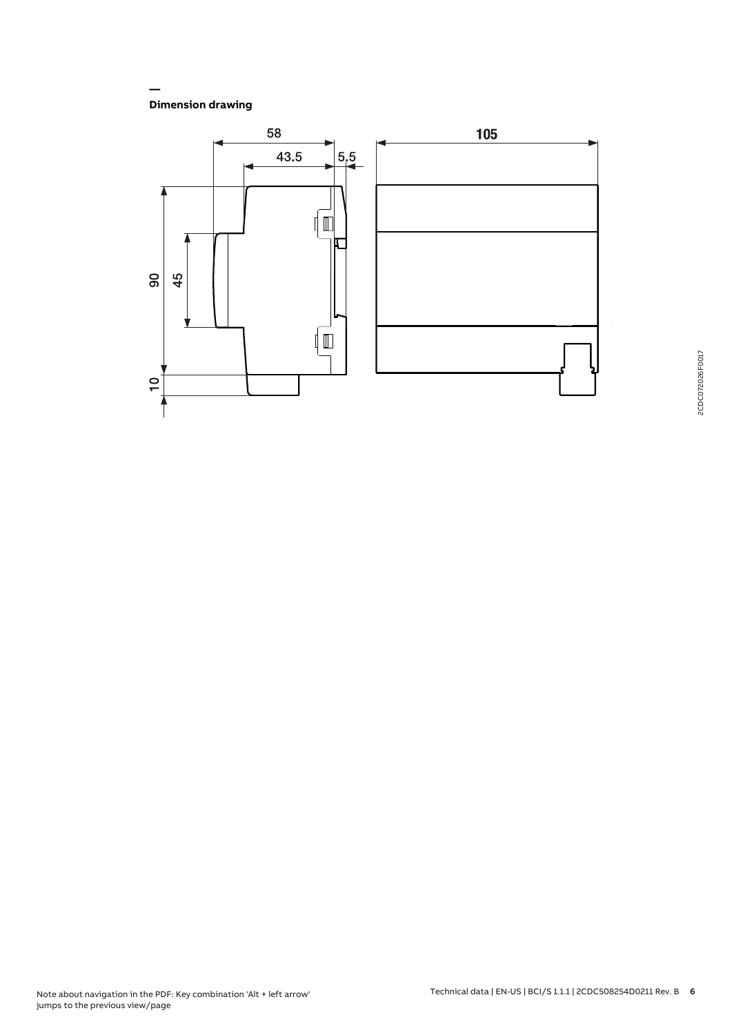## Dimension drawing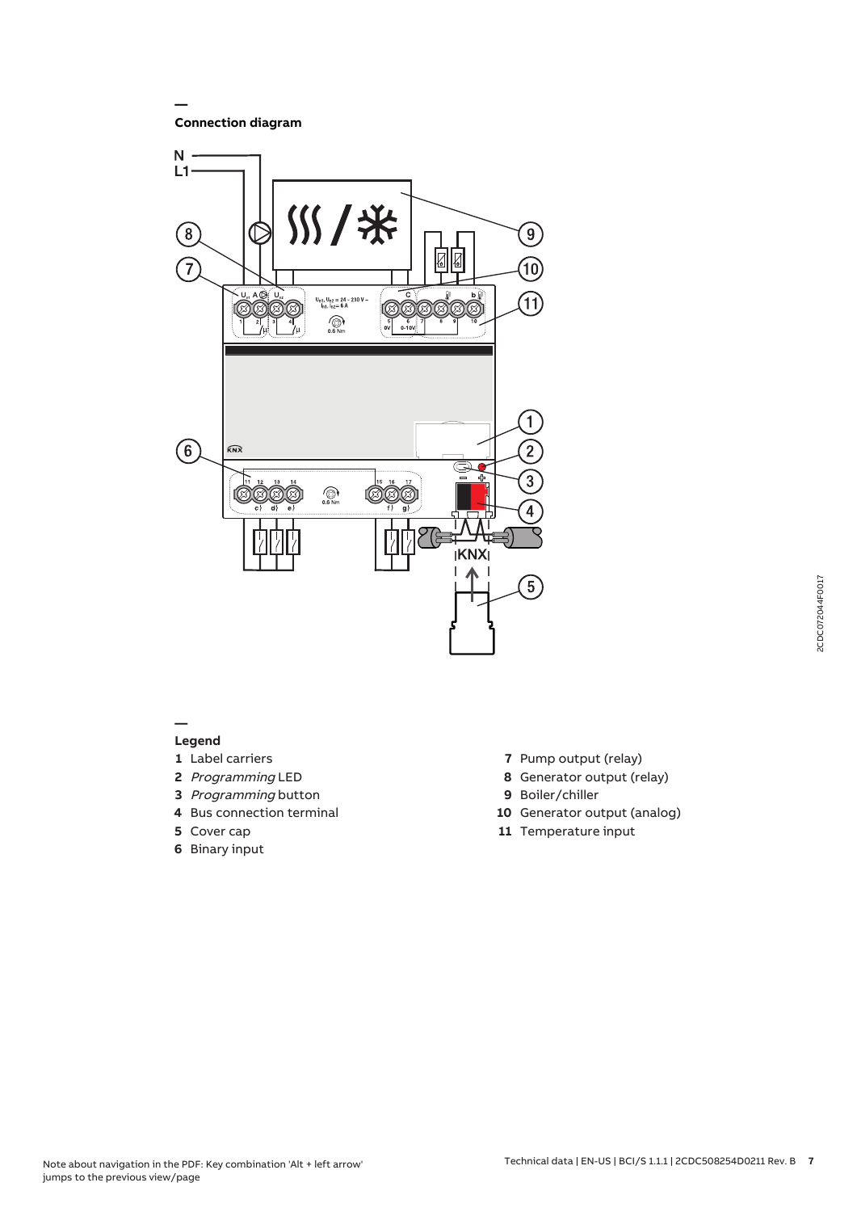## Connection diagram

## Legend

**1** Label carriers

**2** *Programming* LED

**3** *Programming* button

**4** Bus connection terminal

**5** Cover cap

**6** Binary input

**7** Pump output (relay)

**8** Generator output (relay)

**9** Boiler/chiller

**10** Generator output (analog)

**11** Temperature input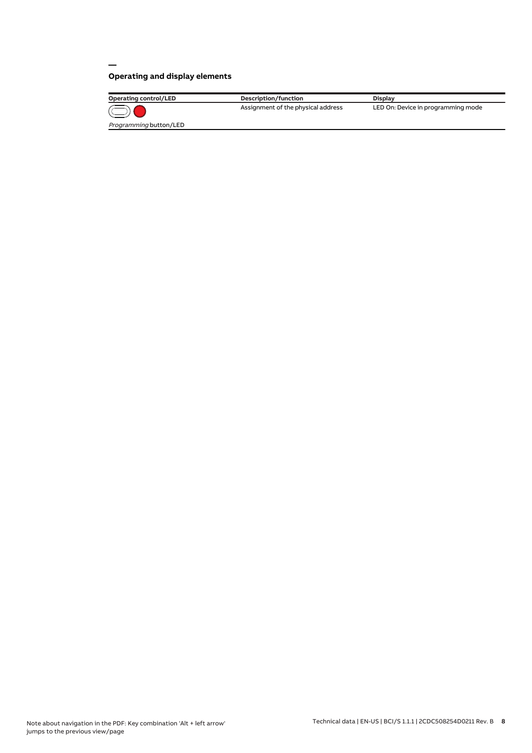## Operating and display elements

| Operating control/LED | Description/function | Display |
| --- | --- | --- |
| *Programming* button/LED | Assignment of the physical address | LED On: Device in programming mode |

Note about navigation in the PDF: Key combination 'Alt + left arrow' jumps to the previous view/page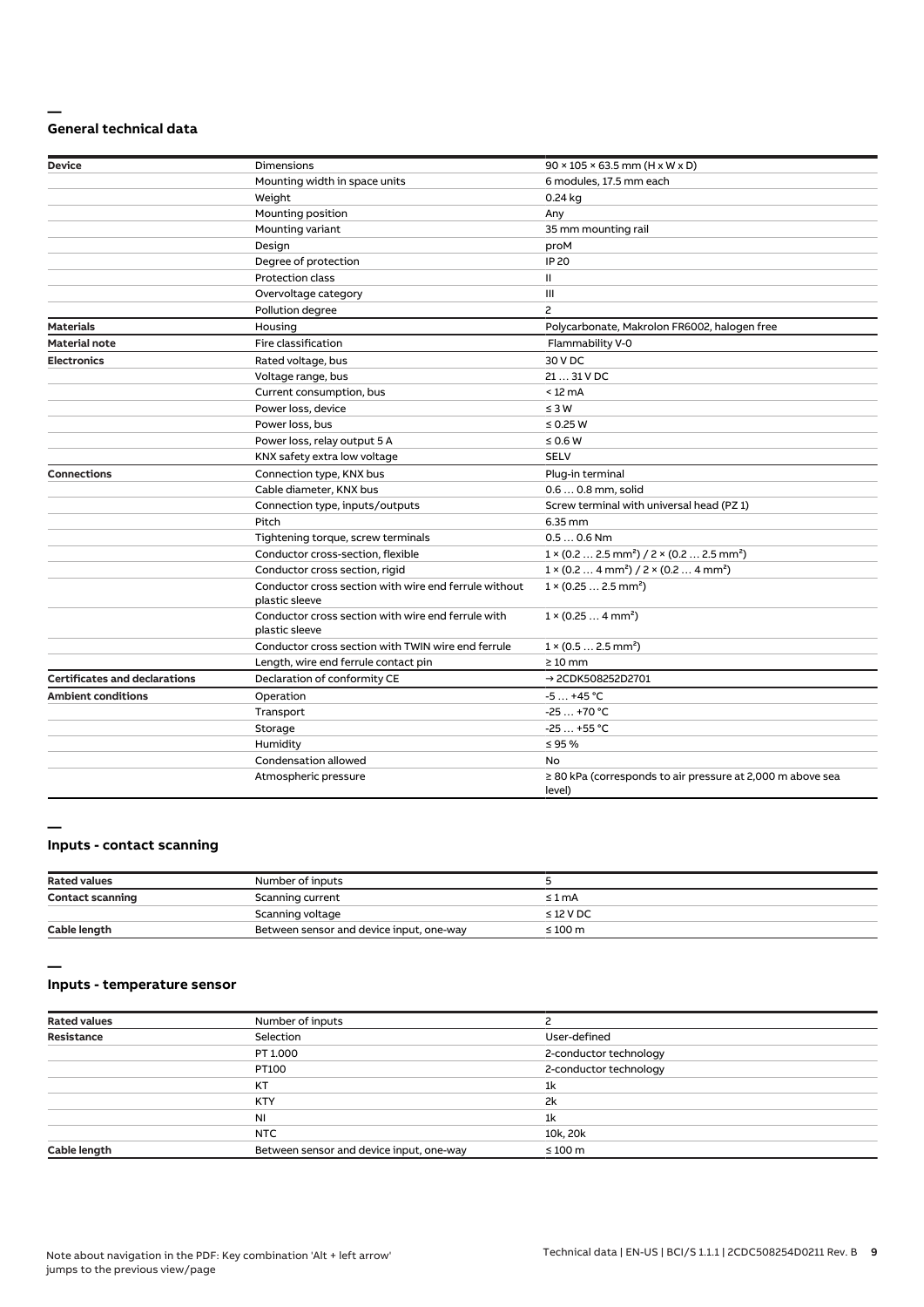## General technical data

| | | |
|---|---|---|
| **Device** | Dimensions | 90 × 105 × 63.5 mm (H x W x D) |
| | Mounting width in space units | 6 modules, 17.5 mm each |
| | Weight | 0.24 kg |
| | Mounting position | Any |
| | Mounting variant | 35 mm mounting rail |
| | Design | proM |
| | Degree of protection | IP 20 |
| | Protection class | II |
| | Overvoltage category | III |
| | Pollution degree | 2 |
| **Materials** | Housing | Polycarbonate, Makrolon FR6002, halogen free |
| **Material note** | Fire classification | Flammability V-0 |
| **Electronics** | Rated voltage, bus | 30 V DC |
| | Voltage range, bus | 21 … 31 V DC |
| | Current consumption, bus | < 12 mA |
| | Power loss, device | ≤ 3 W |
| | Power loss, bus | ≤ 0.25 W |
| | Power loss, relay output 5 A | ≤ 0.6 W |
| | KNX safety extra low voltage | SELV |
| **Connections** | Connection type, KNX bus | Plug-in terminal |
| | Cable diameter, KNX bus | 0.6 … 0.8 mm, solid |
| | Connection type, inputs/outputs | Screw terminal with universal head (PZ 1) |
| | Pitch | 6.35 mm |
| | Tightening torque, screw terminals | 0.5 … 0.6 Nm |
| | Conductor cross-section, flexible | 1 × (0.2 … 2.5 mm²) / 2 × (0.2 … 2.5 mm²) |
| | Conductor cross section, rigid | 1 × (0.2 … 4 mm²) / 2 × (0.2 … 4 mm²) |
| | Conductor cross section with wire end ferrule without plastic sleeve | 1 × (0.25 … 2.5 mm²) |
| | Conductor cross section with wire end ferrule with plastic sleeve | 1 × (0.25 … 4 mm²) |
| | Conductor cross section with TWIN wire end ferrule | 1 × (0.5 … 2.5 mm²) |
| | Length, wire end ferrule contact pin | ≥ 10 mm |
| **Certificates and declarations** | Declaration of conformity CE | → 2CDK508252D2701 |
| **Ambient conditions** | Operation | -5 … +45 °C |
| | Transport | -25 … +70 °C |
| | Storage | -25 … +55 °C |
| | Humidity | ≤ 95 % |
| | Condensation allowed | No |
| | Atmospheric pressure | ≥ 80 kPa (corresponds to air pressure at 2,000 m above sea level) |

## Inputs - contact scanning

| | | |
|---|---|---|
| **Rated values** | Number of inputs | 5 |
| **Contact scanning** | Scanning current | ≤ 1 mA |
| | Scanning voltage | ≤ 12 V DC |
| **Cable length** | Between sensor and device input, one-way | ≤ 100 m |

## Inputs - temperature sensor

| | | |
|---|---|---|
| **Rated values** | Number of inputs | 2 |
| **Resistance** | Selection | User-defined |
| | PT 1.000 | 2-conductor technology |
| | PT100 | 2-conductor technology |
| | KT | 1k |
| | KTY | 2k |
| | NI | 1k |
| | NTC | 10k, 20k |
| **Cable length** | Between sensor and device input, one-way | ≤ 100 m |

Note about navigation in the PDF: Key combination 'Alt + left arrow' jumps to the previous view/page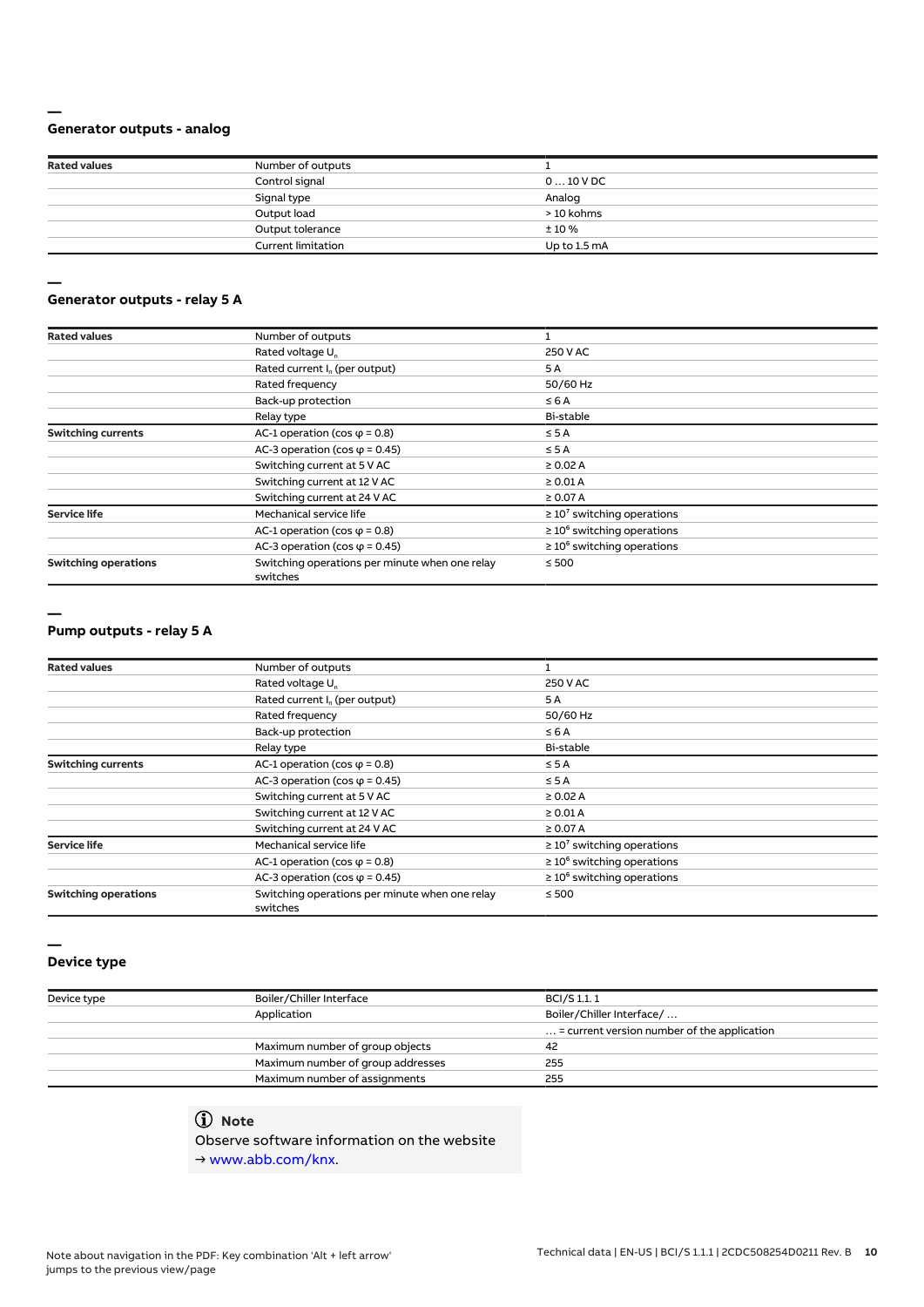## Generator outputs - analog

| Rated values | Number of outputs | 1 |
|---|---|---|
| | Control signal | 0 … 10 V DC |
| | Signal type | Analog |
| | Output load | > 10 kohms |
| | Output tolerance | ± 10 % |
| | Current limitation | Up to 1.5 mA |

## Generator outputs - relay 5 A

| Rated values | Number of outputs | 1 |
|---|---|---|
| | Rated voltage $U_n$ | 250 V AC |
| | Rated current $I_n$ (per output) | 5 A |
| | Rated frequency | 50/60 Hz |
| | Back-up protection | ≤ 6 A |
| | Relay type | Bi-stable |
| **Switching currents** | AC-1 operation (cos φ = 0.8) | ≤ 5 A |
| | AC-3 operation (cos φ = 0.45) | ≤ 5 A |
| | Switching current at 5 V AC | ≥ 0.02 A |
| | Switching current at 12 V AC | ≥ 0.01 A |
| | Switching current at 24 V AC | ≥ 0.07 A |
| **Service life** | Mechanical service life | ≥ $10^7$ switching operations |
| | AC-1 operation (cos φ = 0.8) | ≥ $10^6$ switching operations |
| | AC-3 operation (cos φ = 0.45) | ≥ $10^6$ switching operations |
| **Switching operations** | Switching operations per minute when one relay switches | ≤ 500 |

## Pump outputs - relay 5 A

| Rated values | Number of outputs | 1 |
|---|---|---|
| | Rated voltage $U_n$ | 250 V AC |
| | Rated current $I_n$ (per output) | 5 A |
| | Rated frequency | 50/60 Hz |
| | Back-up protection | ≤ 6 A |
| | Relay type | Bi-stable |
| **Switching currents** | AC-1 operation (cos φ = 0.8) | ≤ 5 A |
| | AC-3 operation (cos φ = 0.45) | ≤ 5 A |
| | Switching current at 5 V AC | ≥ 0.02 A |
| | Switching current at 12 V AC | ≥ 0.01 A |
| | Switching current at 24 V AC | ≥ 0.07 A |
| **Service life** | Mechanical service life | ≥ $10^7$ switching operations |
| | AC-1 operation (cos φ = 0.8) | ≥ $10^6$ switching operations |
| | AC-3 operation (cos φ = 0.45) | ≥ $10^6$ switching operations |
| **Switching operations** | Switching operations per minute when one relay switches | ≤ 500 |

## Device type

| Device type | Boiler/Chiller Interface | BCI/S 1.1.1 |
|---|---|---|
| | Application | Boiler/Chiller Interface/ … |
| | | … = current version number of the application |
| | Maximum number of group objects | 42 |
| | Maximum number of group addresses | 255 |
| | Maximum number of assignments | 255 |

**Note**

Observe software information on the website
→ www.abb.com/knx.

Note about navigation in the PDF: Key combination 'Alt + left arrow' jumps to the previous view/page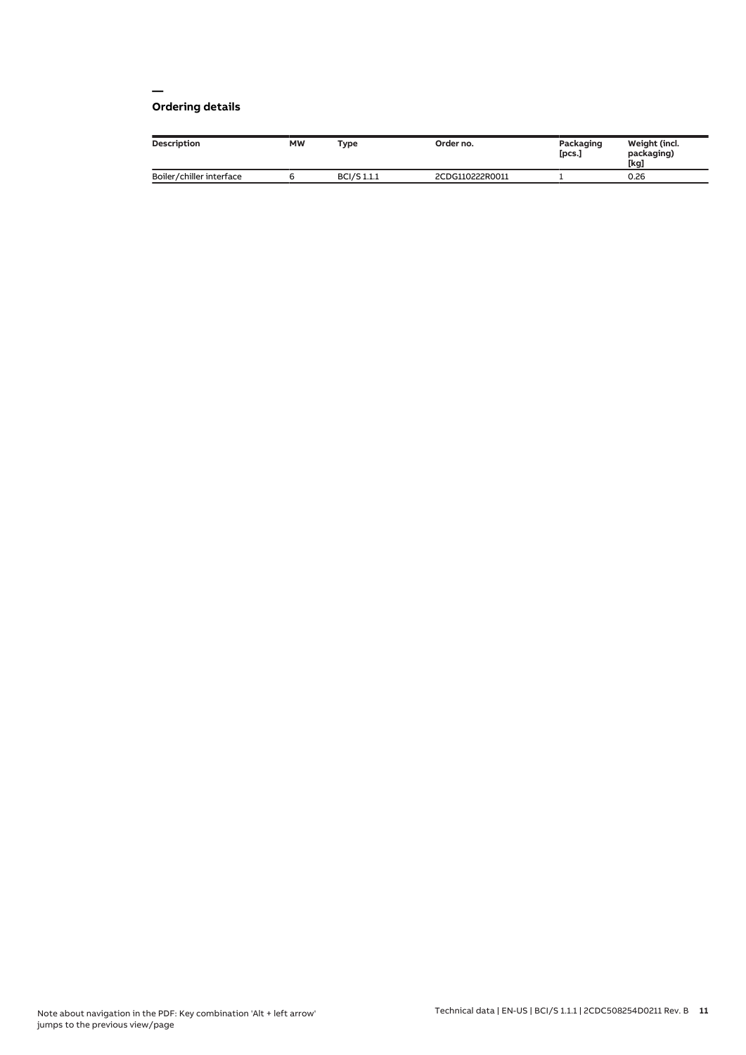## Ordering details

| Description | MW | Type | Order no. | Packaging [pcs.] | Weight (incl. packaging) [kg] |
| --- | --- | --- | --- | --- | --- |
| Boiler/chiller interface | 6 | BCI/S 1.1.1 | 2CDG110222R0011 | 1 | 0.26 |

Note about navigation in the PDF: Key combination 'Alt + left arrow' jumps to the previous view/page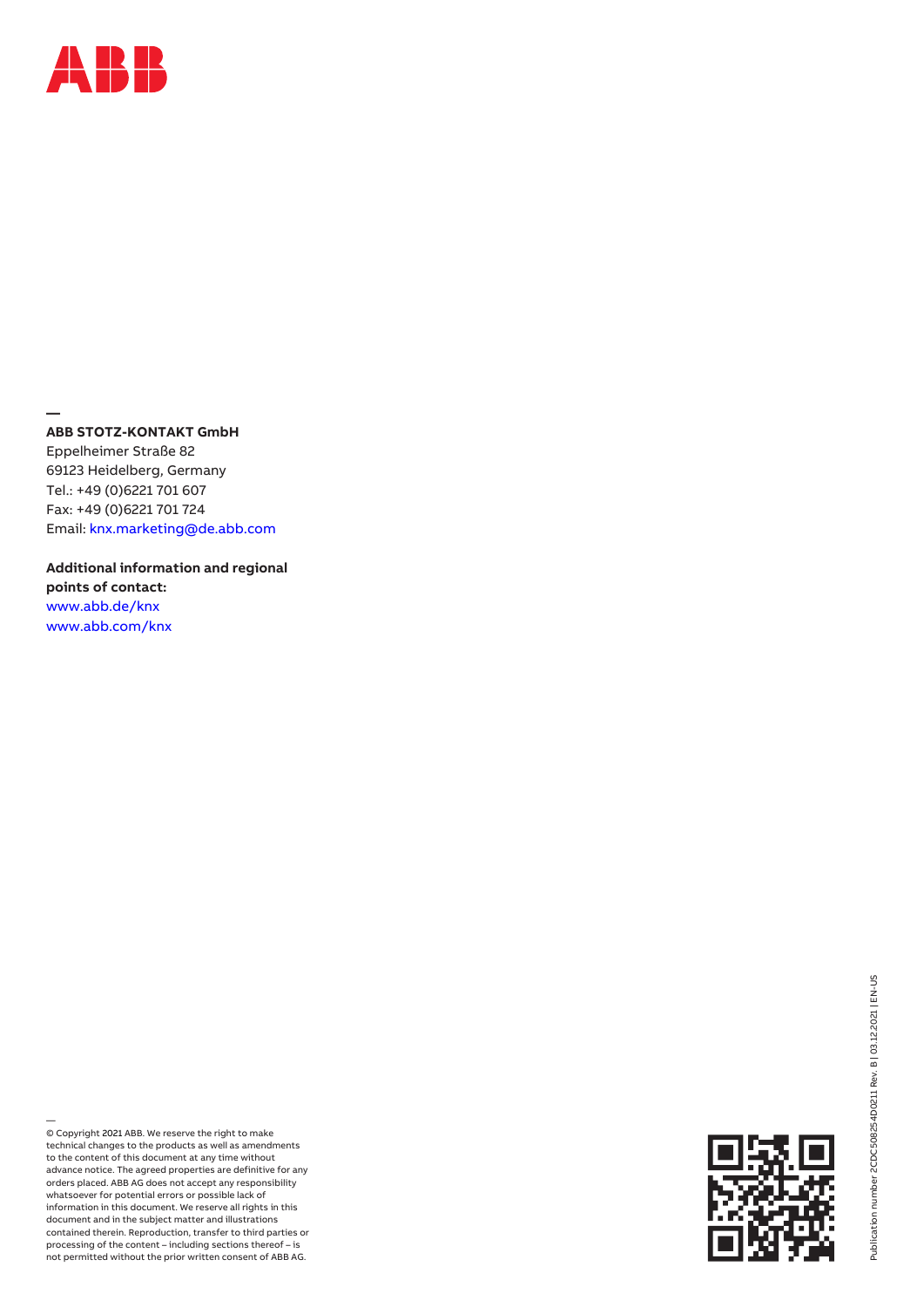—

**ABB STOTZ-KONTAKT GmbH**
Eppelheimer Straße 82
69123 Heidelberg, Germany
Tel.: +49 (0)6221 701 607
Fax: +49 (0)6221 701 724
Email: knx.marketing@de.abb.com

**Additional information and regional points of contact:**
www.abb.de/knx
www.abb.com/knx

—
© Copyright 2021 ABB. We reserve the right to make technical changes to the products as well as amendments to the content of this document at any time without advance notice. The agreed properties are definitive for any orders placed. ABB AG does not accept any responsibility whatsoever for potential errors or possible lack of information in this document. We reserve all rights in this document and in the subject matter and illustrations contained therein. Reproduction, transfer to third parties or processing of the content – including sections thereof – is not permitted without the prior written consent of ABB AG.

Publication number 2CDC508254D0211 Rev. B | 03.12.2021 | EN-US